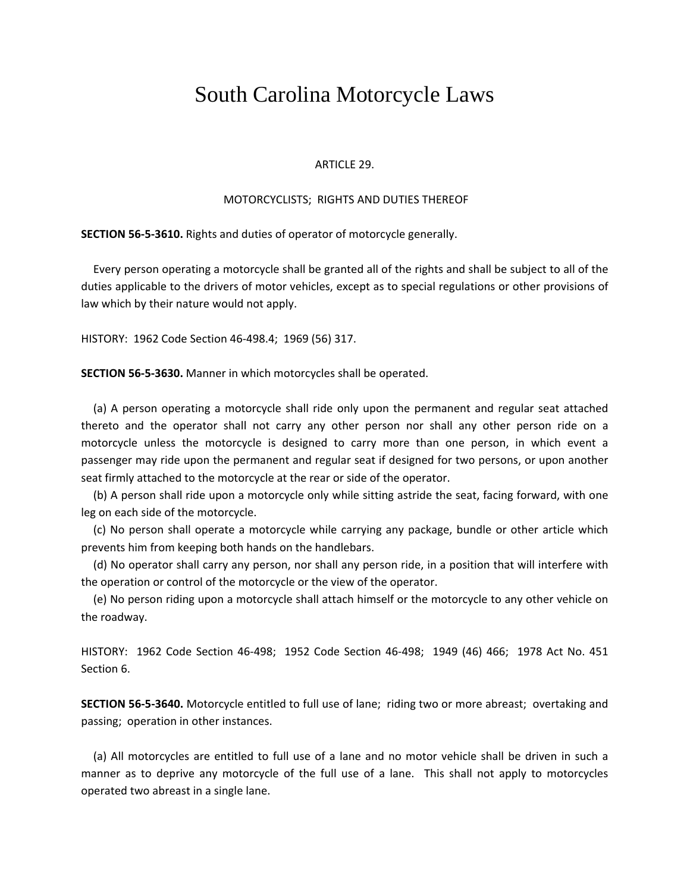# South Carolina Motorcycle Laws

ARTICLE 29.

MOTORCYCLISTS;  RIGHTS AND DUTIES THEREOF

**SECTION 56-5-3610.** Rights and duties of operator of motorcycle generally.

Every person operating a motorcycle shall be granted all of the rights and shall be subject to all of the duties applicable to the drivers of motor vehicles, except as to special regulations or other provisions of law which by their nature would not apply.

HISTORY:  1962 Code Section 46-498.4;  1969 (56) 317.

**SECTION 56-5-3630.** Manner in which motorcycles shall be operated.

(a) A person operating a motorcycle shall ride only upon the permanent and regular seat attached thereto and the operator shall not carry any other person nor shall any other person ride on a motorcycle unless the motorcycle is designed to carry more than one person, in which event a passenger may ride upon the permanent and regular seat if designed for two persons, or upon another seat firmly attached to the motorcycle at the rear or side of the operator.

(b) A person shall ride upon a motorcycle only while sitting astride the seat, facing forward, with one leg on each side of the motorcycle.

(c) No person shall operate a motorcycle while carrying any package, bundle or other article which prevents him from keeping both hands on the handlebars.

(d) No operator shall carry any person, nor shall any person ride, in a position that will interfere with the operation or control of the motorcycle or the view of the operator.

(e) No person riding upon a motorcycle shall attach himself or the motorcycle to any other vehicle on the roadway.

HISTORY:  1962 Code Section 46-498;  1952 Code Section 46-498;  1949 (46) 466;  1978 Act No. 451 Section 6.

**SECTION 56-5-3640.** Motorcycle entitled to full use of lane;  riding two or more abreast;  overtaking and passing;  operation in other instances.

(a) All motorcycles are entitled to full use of a lane and no motor vehicle shall be driven in such a manner as to deprive any motorcycle of the full use of a lane.  This shall not apply to motorcycles operated two abreast in a single lane.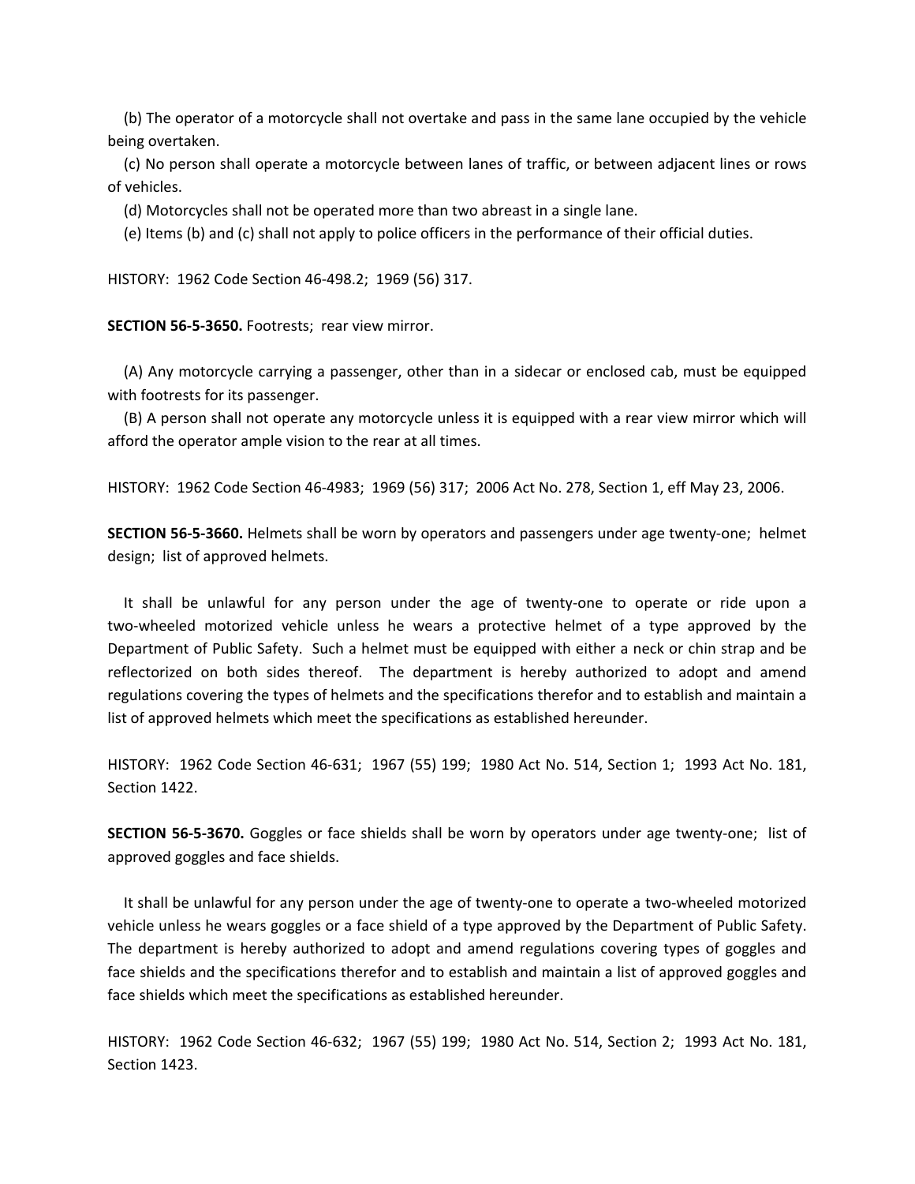(b) The operator of a motorcycle shall not overtake and pass in the same lane occupied by the vehicle being overtaken.

(c) No person shall operate a motorcycle between lanes of traffic, or between adjacent lines or rows of vehicles.

(d) Motorcycles shall not be operated more than two abreast in a single lane.

(e) Items (b) and (c) shall not apply to police officers in the performance of their official duties.

HISTORY: 1962 Code Section 46-498.2; 1969 (56) 317.

**SECTION 56-5-3650.** Footrests; rear view mirror.

(A) Any motorcycle carrying a passenger, other than in a sidecar or enclosed cab, must be equipped with footrests for its passenger.

(B) A person shall not operate any motorcycle unless it is equipped with a rear view mirror which will afford the operator ample vision to the rear at all times.

HISTORY: 1962 Code Section 46-4983; 1969 (56) 317; 2006 Act No. 278, Section 1, eff May 23, 2006.

**SECTION 56-5-3660.** Helmets shall be worn by operators and passengers under age twenty-one; helmet design; list of approved helmets.

It shall be unlawful for any person under the age of twenty-one to operate or ride upon a two-wheeled motorized vehicle unless he wears a protective helmet of a type approved by the Department of Public Safety. Such a helmet must be equipped with either a neck or chin strap and be reflectorized on both sides thereof. The department is hereby authorized to adopt and amend regulations covering the types of helmets and the specifications therefor and to establish and maintain a list of approved helmets which meet the specifications as established hereunder.

HISTORY: 1962 Code Section 46-631; 1967 (55) 199; 1980 Act No. 514, Section 1; 1993 Act No. 181, Section 1422.

**SECTION 56-5-3670.** Goggles or face shields shall be worn by operators under age twenty-one; list of approved goggles and face shields.

It shall be unlawful for any person under the age of twenty-one to operate a two-wheeled motorized vehicle unless he wears goggles or a face shield of a type approved by the Department of Public Safety. The department is hereby authorized to adopt and amend regulations covering types of goggles and face shields and the specifications therefor and to establish and maintain a list of approved goggles and face shields which meet the specifications as established hereunder.

HISTORY: 1962 Code Section 46-632; 1967 (55) 199; 1980 Act No. 514, Section 2; 1993 Act No. 181, Section 1423.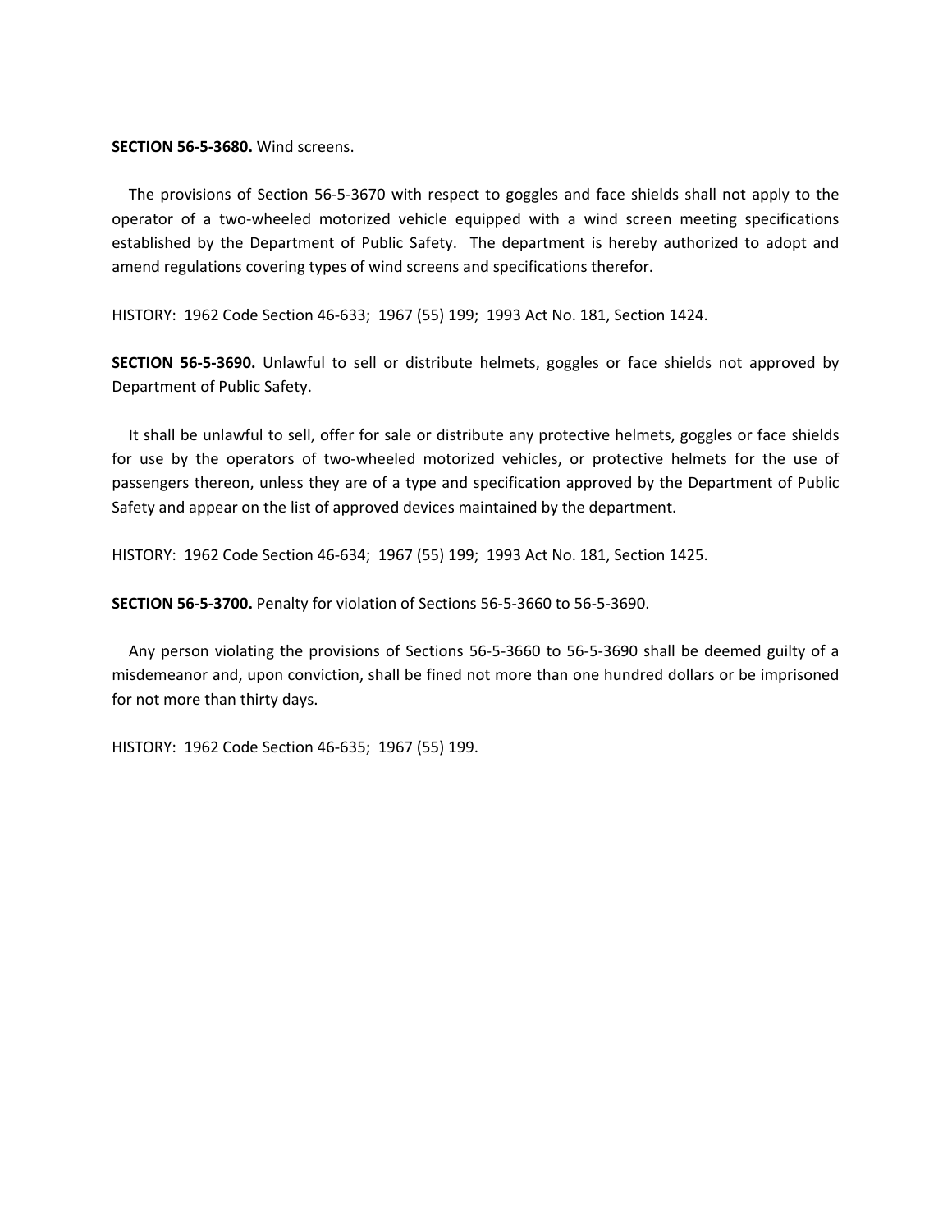**SECTION 56-5-3680.** Wind screens.

The provisions of Section 56-5-3670 with respect to goggles and face shields shall not apply to the operator of a two-wheeled motorized vehicle equipped with a wind screen meeting specifications established by the Department of Public Safety. The department is hereby authorized to adopt and amend regulations covering types of wind screens and specifications therefor.

HISTORY: 1962 Code Section 46-633; 1967 (55) 199; 1993 Act No. 181, Section 1424.

**SECTION 56-5-3690.** Unlawful to sell or distribute helmets, goggles or face shields not approved by Department of Public Safety.

It shall be unlawful to sell, offer for sale or distribute any protective helmets, goggles or face shields for use by the operators of two-wheeled motorized vehicles, or protective helmets for the use of passengers thereon, unless they are of a type and specification approved by the Department of Public Safety and appear on the list of approved devices maintained by the department.

HISTORY: 1962 Code Section 46-634; 1967 (55) 199; 1993 Act No. 181, Section 1425.

**SECTION 56-5-3700.** Penalty for violation of Sections 56-5-3660 to 56-5-3690.

Any person violating the provisions of Sections 56-5-3660 to 56-5-3690 shall be deemed guilty of a misdemeanor and, upon conviction, shall be fined not more than one hundred dollars or be imprisoned for not more than thirty days.

HISTORY: 1962 Code Section 46-635; 1967 (55) 199.